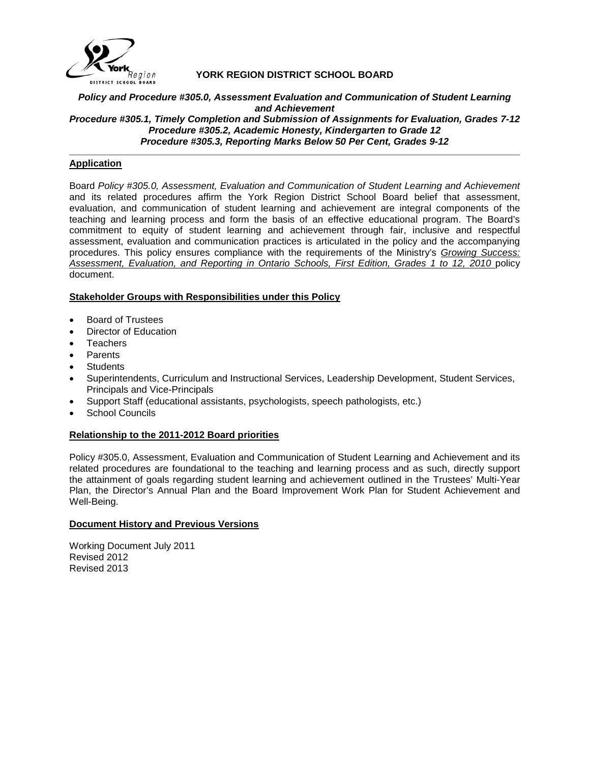# YORK REGION DISTRICT SCHOOL BOARD

***Policy and Procedure #305.0, Assessment Evaluation and Communication of Student Learning and Achievement***
***Procedure #305.1, Timely Completion and Submission of Assignments for Evaluation, Grades 7-12***
***Procedure #305.2, Academic Honesty, Kindergarten to Grade 12***
***Procedure #305.3, Reporting Marks Below 50 Per Cent, Grades 9-12***

---

## Application

Board *Policy #305.0, Assessment, Evaluation and Communication of Student Learning and Achievement* and its related procedures affirm the York Region District School Board belief that assessment, evaluation, and communication of student learning and achievement are integral components of the teaching and learning process and form the basis of an effective educational program. The Board's commitment to equity of student learning and achievement through fair, inclusive and respectful assessment, evaluation and communication practices is articulated in the policy and the accompanying procedures. This policy ensures compliance with the requirements of the Ministry's *Growing Success: Assessment, Evaluation, and Reporting in Ontario Schools, First Edition, Grades 1 to 12, 2010* policy document.

## Stakeholder Groups with Responsibilities under this Policy

- Board of Trustees
- Director of Education
- Teachers
- Parents
- Students
- Superintendents, Curriculum and Instructional Services, Leadership Development, Student Services, Principals and Vice-Principals
- Support Staff (educational assistants, psychologists, speech pathologists, etc.)
- School Councils

## Relationship to the 2011-2012 Board priorities

Policy #305.0, Assessment, Evaluation and Communication of Student Learning and Achievement and its related procedures are foundational to the teaching and learning process and as such, directly support the attainment of goals regarding student learning and achievement outlined in the Trustees' Multi-Year Plan, the Director's Annual Plan and the Board Improvement Work Plan for Student Achievement and Well-Being.

## Document History and Previous Versions

Working Document July 2011
Revised 2012
Revised 2013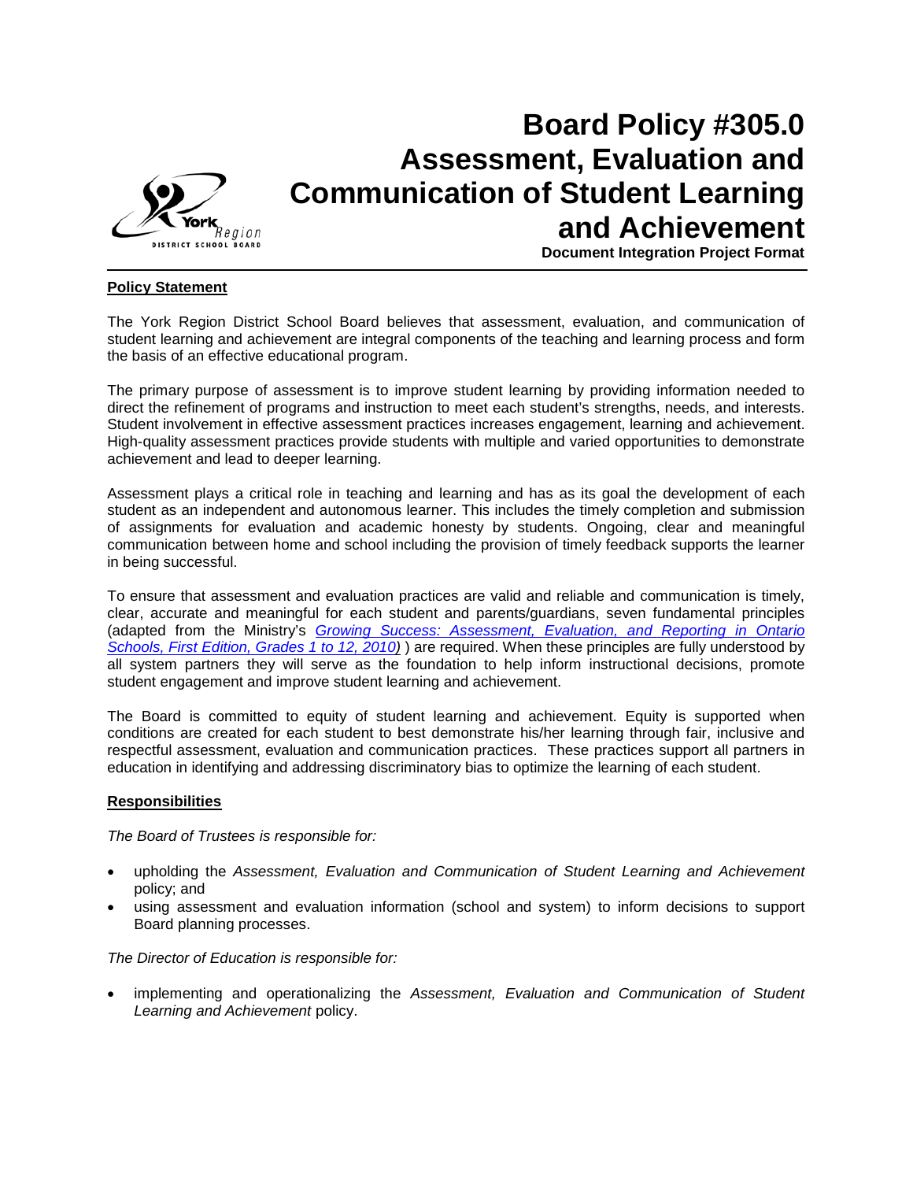# Board Policy #305.0 Assessment, Evaluation and Communication of Student Learning and Achievement

**Document Integration Project Format**

## Policy Statement

The York Region District School Board believes that assessment, evaluation, and communication of student learning and achievement are integral components of the teaching and learning process and form the basis of an effective educational program.

The primary purpose of assessment is to improve student learning by providing information needed to direct the refinement of programs and instruction to meet each student's strengths, needs, and interests. Student involvement in effective assessment practices increases engagement, learning and achievement. High-quality assessment practices provide students with multiple and varied opportunities to demonstrate achievement and lead to deeper learning.

Assessment plays a critical role in teaching and learning and has as its goal the development of each student as an independent and autonomous learner. This includes the timely completion and submission of assignments for evaluation and academic honesty by students. Ongoing, clear and meaningful communication between home and school including the provision of timely feedback supports the learner in being successful.

To ensure that assessment and evaluation practices are valid and reliable and communication is timely, clear, accurate and meaningful for each student and parents/guardians, seven fundamental principles (adapted from the Ministry's *Growing Success: Assessment, Evaluation, and Reporting in Ontario Schools, First Edition, Grades 1 to 12, 2010)* ) are required. When these principles are fully understood by all system partners they will serve as the foundation to help inform instructional decisions, promote student engagement and improve student learning and achievement.

The Board is committed to equity of student learning and achievement. Equity is supported when conditions are created for each student to best demonstrate his/her learning through fair, inclusive and respectful assessment, evaluation and communication practices. These practices support all partners in education in identifying and addressing discriminatory bias to optimize the learning of each student.

## Responsibilities

*The Board of Trustees is responsible for:*

- upholding the *Assessment, Evaluation and Communication of Student Learning and Achievement* policy; and
- using assessment and evaluation information (school and system) to inform decisions to support Board planning processes.

*The Director of Education is responsible for:*

- implementing and operationalizing the *Assessment, Evaluation and Communication of Student Learning and Achievement* policy.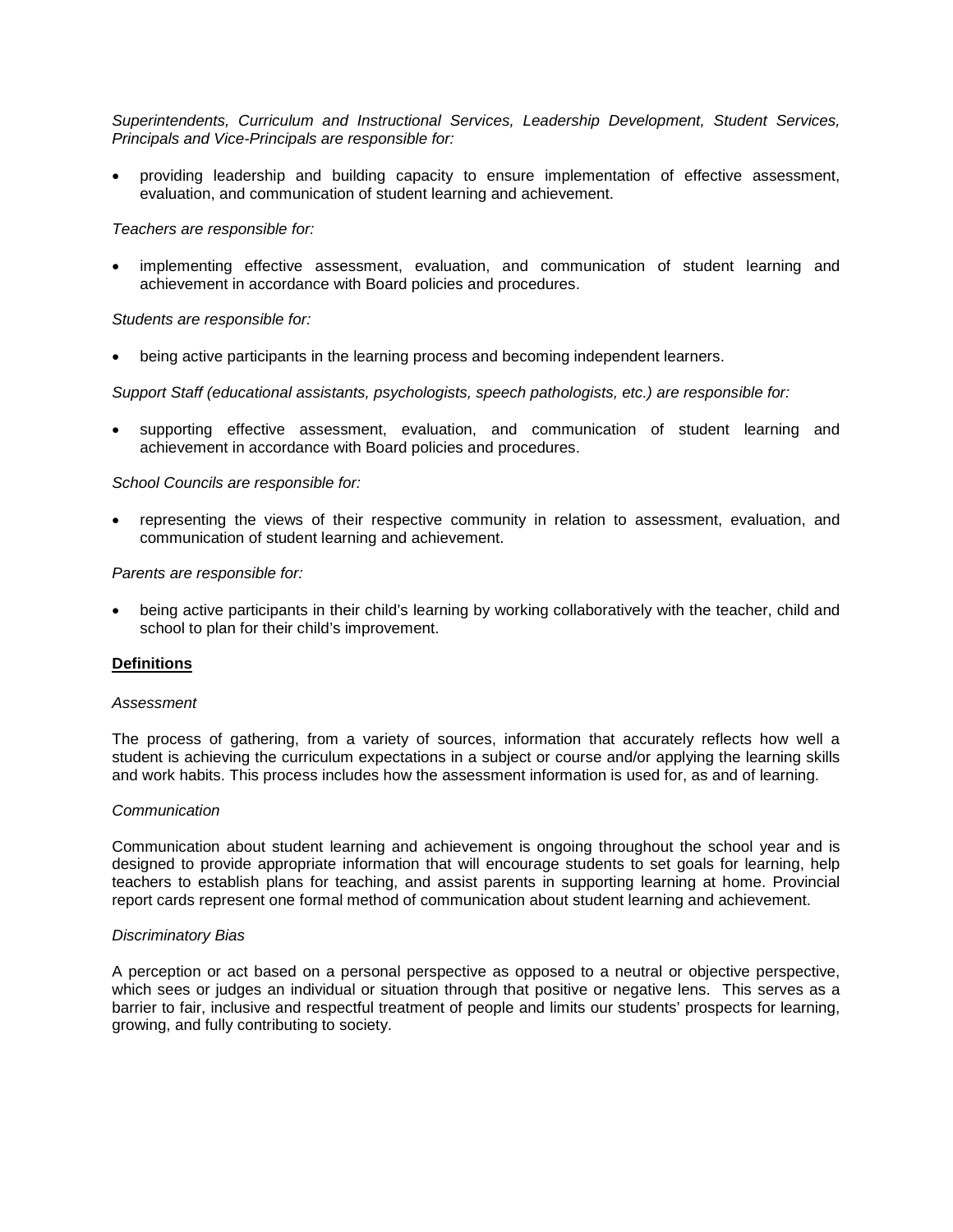*Superintendents, Curriculum and Instructional Services, Leadership Development, Student Services, Principals and Vice-Principals are responsible for:*

- providing leadership and building capacity to ensure implementation of effective assessment, evaluation, and communication of student learning and achievement.

*Teachers are responsible for:*

- implementing effective assessment, evaluation, and communication of student learning and achievement in accordance with Board policies and procedures.

*Students are responsible for:*

- being active participants in the learning process and becoming independent learners.

*Support Staff (educational assistants, psychologists, speech pathologists, etc.) are responsible for:*

- supporting effective assessment, evaluation, and communication of student learning and achievement in accordance with Board policies and procedures.

*School Councils are responsible for:*

- representing the views of their respective community in relation to assessment, evaluation, and communication of student learning and achievement.

*Parents are responsible for:*

- being active participants in their child's learning by working collaboratively with the teacher, child and school to plan for their child's improvement.

## Definitions

*Assessment*

The process of gathering, from a variety of sources, information that accurately reflects how well a student is achieving the curriculum expectations in a subject or course and/or applying the learning skills and work habits. This process includes how the assessment information is used for, as and of learning.

*Communication*

Communication about student learning and achievement is ongoing throughout the school year and is designed to provide appropriate information that will encourage students to set goals for learning, help teachers to establish plans for teaching, and assist parents in supporting learning at home. Provincial report cards represent one formal method of communication about student learning and achievement.

*Discriminatory Bias*

A perception or act based on a personal perspective as opposed to a neutral or objective perspective, which sees or judges an individual or situation through that positive or negative lens. This serves as a barrier to fair, inclusive and respectful treatment of people and limits our students' prospects for learning, growing, and fully contributing to society.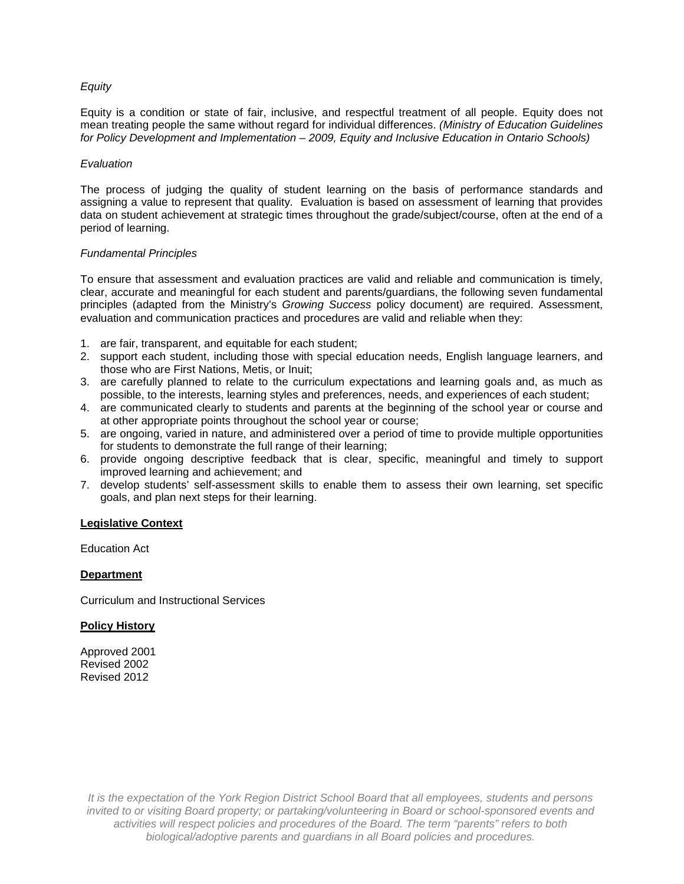*Equity*

Equity is a condition or state of fair, inclusive, and respectful treatment of all people. Equity does not mean treating people the same without regard for individual differences. *(Ministry of Education Guidelines for Policy Development and Implementation – 2009, Equity and Inclusive Education in Ontario Schools)*

*Evaluation*

The process of judging the quality of student learning on the basis of performance standards and assigning a value to represent that quality. Evaluation is based on assessment of learning that provides data on student achievement at strategic times throughout the grade/subject/course, often at the end of a period of learning.

*Fundamental Principles*

To ensure that assessment and evaluation practices are valid and reliable and communication is timely, clear, accurate and meaningful for each student and parents/guardians, the following seven fundamental principles (adapted from the Ministry's *Growing Success* policy document) are required. Assessment, evaluation and communication practices and procedures are valid and reliable when they:

1. are fair, transparent, and equitable for each student;
2. support each student, including those with special education needs, English language learners, and those who are First Nations, Metis, or Inuit;
3. are carefully planned to relate to the curriculum expectations and learning goals and, as much as possible, to the interests, learning styles and preferences, needs, and experiences of each student;
4. are communicated clearly to students and parents at the beginning of the school year or course and at other appropriate points throughout the school year or course;
5. are ongoing, varied in nature, and administered over a period of time to provide multiple opportunities for students to demonstrate the full range of their learning;
6. provide ongoing descriptive feedback that is clear, specific, meaningful and timely to support improved learning and achievement; and
7. develop students' self-assessment skills to enable them to assess their own learning, set specific goals, and plan next steps for their learning.

## Legislative Context

Education Act

## Department

Curriculum and Instructional Services

## Policy History

Approved 2001
Revised 2002
Revised 2012

*It is the expectation of the York Region District School Board that all employees, students and persons invited to or visiting Board property; or partaking/volunteering in Board or school-sponsored events and activities will respect policies and procedures of the Board. The term "parents" refers to both biological/adoptive parents and guardians in all Board policies and procedures.*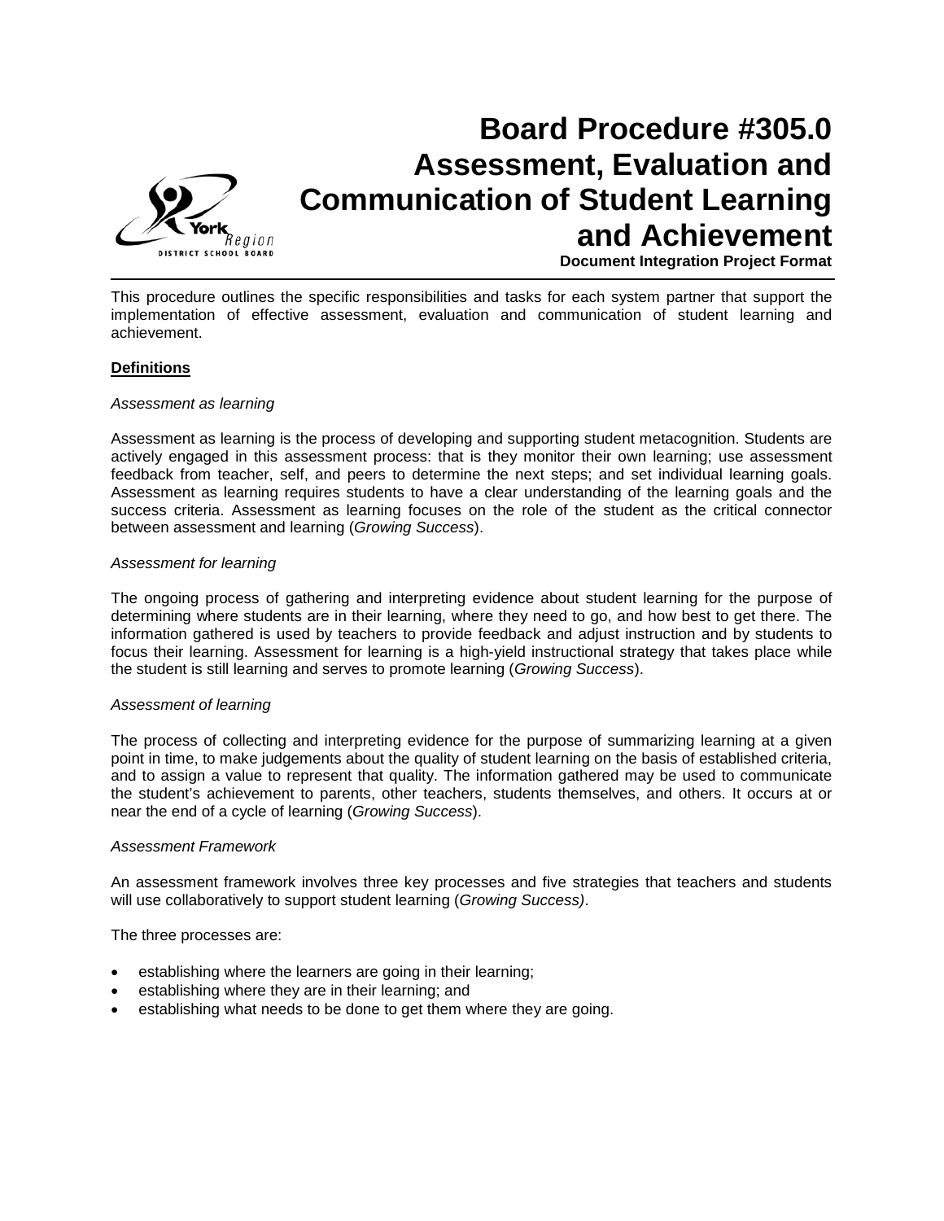# Board Procedure #305.0 Assessment, Evaluation and Communication of Student Learning and Achievement

**Document Integration Project Format**

This procedure outlines the specific responsibilities and tasks for each system partner that support the implementation of effective assessment, evaluation and communication of student learning and achievement.

## Definitions

*Assessment as learning*

Assessment as learning is the process of developing and supporting student metacognition. Students are actively engaged in this assessment process: that is they monitor their own learning; use assessment feedback from teacher, self, and peers to determine the next steps; and set individual learning goals. Assessment as learning requires students to have a clear understanding of the learning goals and the success criteria. Assessment as learning focuses on the role of the student as the critical connector between assessment and learning (*Growing Success*).

*Assessment for learning*

The ongoing process of gathering and interpreting evidence about student learning for the purpose of determining where students are in their learning, where they need to go, and how best to get there. The information gathered is used by teachers to provide feedback and adjust instruction and by students to focus their learning. Assessment for learning is a high-yield instructional strategy that takes place while the student is still learning and serves to promote learning (*Growing Success*).

*Assessment of learning*

The process of collecting and interpreting evidence for the purpose of summarizing learning at a given point in time, to make judgements about the quality of student learning on the basis of established criteria, and to assign a value to represent that quality. The information gathered may be used to communicate the student's achievement to parents, other teachers, students themselves, and others. It occurs at or near the end of a cycle of learning (*Growing Success*).

*Assessment Framework*

An assessment framework involves three key processes and five strategies that teachers and students will use collaboratively to support student learning (*Growing Success)*.

The three processes are:

- establishing where the learners are going in their learning;
- establishing where they are in their learning; and
- establishing what needs to be done to get them where they are going.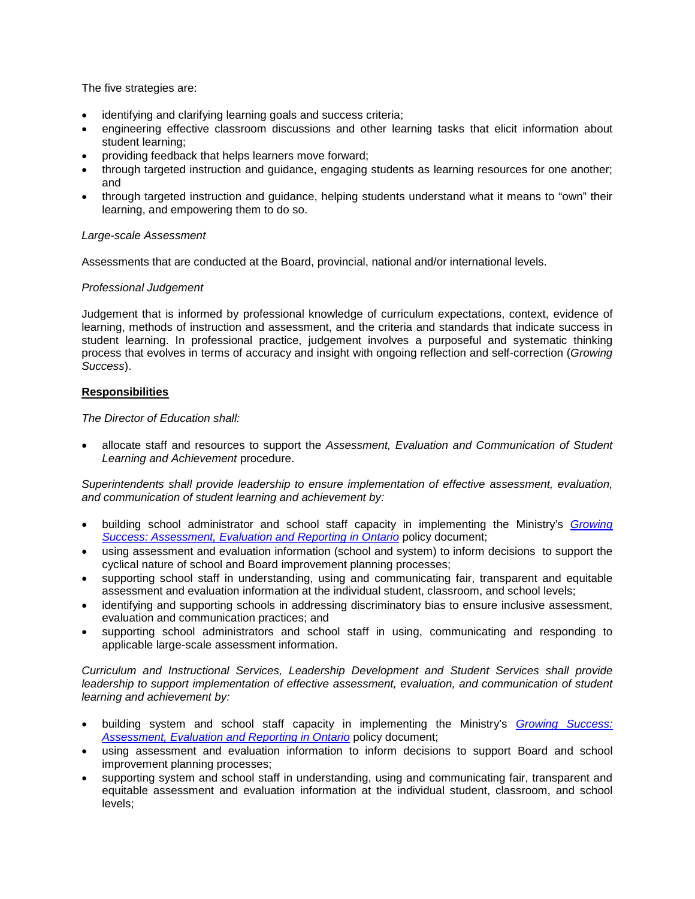The five strategies are:

- identifying and clarifying learning goals and success criteria;
- engineering effective classroom discussions and other learning tasks that elicit information about student learning;
- providing feedback that helps learners move forward;
- through targeted instruction and guidance, engaging students as learning resources for one another; and
- through targeted instruction and guidance, helping students understand what it means to "own" their learning, and empowering them to do so.

*Large-scale Assessment*

Assessments that are conducted at the Board, provincial, national and/or international levels.

*Professional Judgement*

Judgement that is informed by professional knowledge of curriculum expectations, context, evidence of learning, methods of instruction and assessment, and the criteria and standards that indicate success in student learning. In professional practice, judgement involves a purposeful and systematic thinking process that evolves in terms of accuracy and insight with ongoing reflection and self-correction (*Growing Success*).

**Responsibilities**

*The Director of Education shall:*

- allocate staff and resources to support the *Assessment, Evaluation and Communication of Student Learning and Achievement* procedure.

*Superintendents shall provide leadership to ensure implementation of effective assessment, evaluation, and communication of student learning and achievement by:*

- building school administrator and school staff capacity in implementing the Ministry's *Growing Success: Assessment, Evaluation and Reporting in Ontario* policy document;
- using assessment and evaluation information (school and system) to inform decisions to support the cyclical nature of school and Board improvement planning processes;
- supporting school staff in understanding, using and communicating fair, transparent and equitable assessment and evaluation information at the individual student, classroom, and school levels;
- identifying and supporting schools in addressing discriminatory bias to ensure inclusive assessment, evaluation and communication practices; and
- supporting school administrators and school staff in using, communicating and responding to applicable large-scale assessment information.

*Curriculum and Instructional Services, Leadership Development and Student Services shall provide leadership to support implementation of effective assessment, evaluation, and communication of student learning and achievement by:*

- building system and school staff capacity in implementing the Ministry's *Growing Success: Assessment, Evaluation and Reporting in Ontario* policy document;
- using assessment and evaluation information to inform decisions to support Board and school improvement planning processes;
- supporting system and school staff in understanding, using and communicating fair, transparent and equitable assessment and evaluation information at the individual student, classroom, and school levels;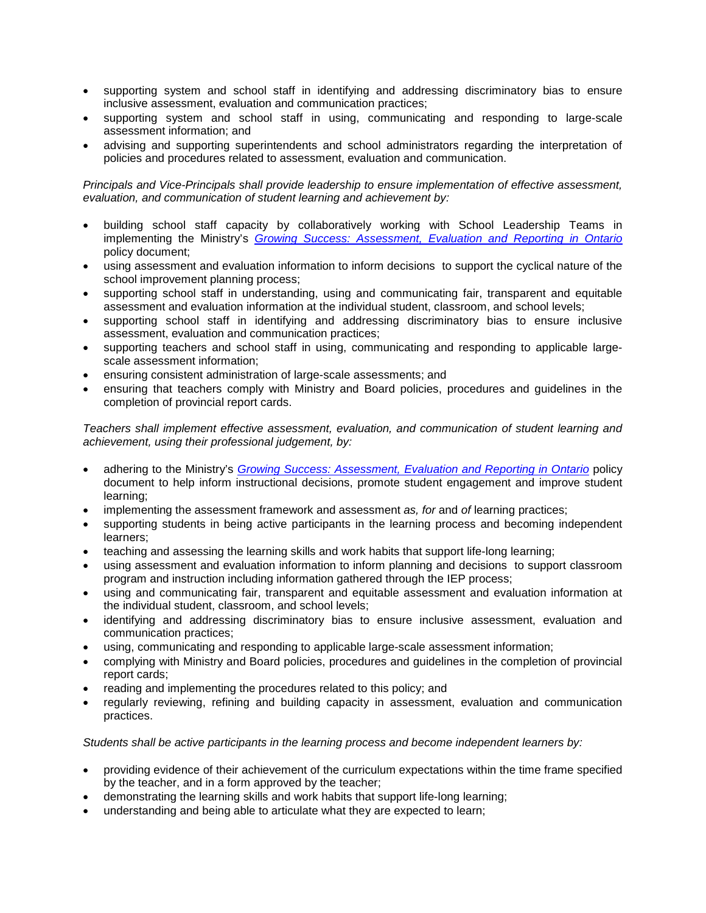- supporting system and school staff in identifying and addressing discriminatory bias to ensure inclusive assessment, evaluation and communication practices;
- supporting system and school staff in using, communicating and responding to large-scale assessment information; and
- advising and supporting superintendents and school administrators regarding the interpretation of policies and procedures related to assessment, evaluation and communication.

*Principals and Vice-Principals shall provide leadership to ensure implementation of effective assessment, evaluation, and communication of student learning and achievement by:*

- building school staff capacity by collaboratively working with School Leadership Teams in implementing the Ministry's *Growing Success: Assessment, Evaluation and Reporting in Ontario* policy document;
- using assessment and evaluation information to inform decisions to support the cyclical nature of the school improvement planning process;
- supporting school staff in understanding, using and communicating fair, transparent and equitable assessment and evaluation information at the individual student, classroom, and school levels;
- supporting school staff in identifying and addressing discriminatory bias to ensure inclusive assessment, evaluation and communication practices;
- supporting teachers and school staff in using, communicating and responding to applicable large-scale assessment information;
- ensuring consistent administration of large-scale assessments; and
- ensuring that teachers comply with Ministry and Board policies, procedures and guidelines in the completion of provincial report cards.

*Teachers shall implement effective assessment, evaluation, and communication of student learning and achievement, using their professional judgement, by:*

- adhering to the Ministry's *Growing Success: Assessment, Evaluation and Reporting in Ontario* policy document to help inform instructional decisions, promote student engagement and improve student learning;
- implementing the assessment framework and assessment *as, for* and *of* learning practices;
- supporting students in being active participants in the learning process and becoming independent learners;
- teaching and assessing the learning skills and work habits that support life-long learning;
- using assessment and evaluation information to inform planning and decisions to support classroom program and instruction including information gathered through the IEP process;
- using and communicating fair, transparent and equitable assessment and evaluation information at the individual student, classroom, and school levels;
- identifying and addressing discriminatory bias to ensure inclusive assessment, evaluation and communication practices;
- using, communicating and responding to applicable large-scale assessment information;
- complying with Ministry and Board policies, procedures and guidelines in the completion of provincial report cards;
- reading and implementing the procedures related to this policy; and
- regularly reviewing, refining and building capacity in assessment, evaluation and communication practices.

*Students shall be active participants in the learning process and become independent learners by:*

- providing evidence of their achievement of the curriculum expectations within the time frame specified by the teacher, and in a form approved by the teacher;
- demonstrating the learning skills and work habits that support life-long learning;
- understanding and being able to articulate what they are expected to learn;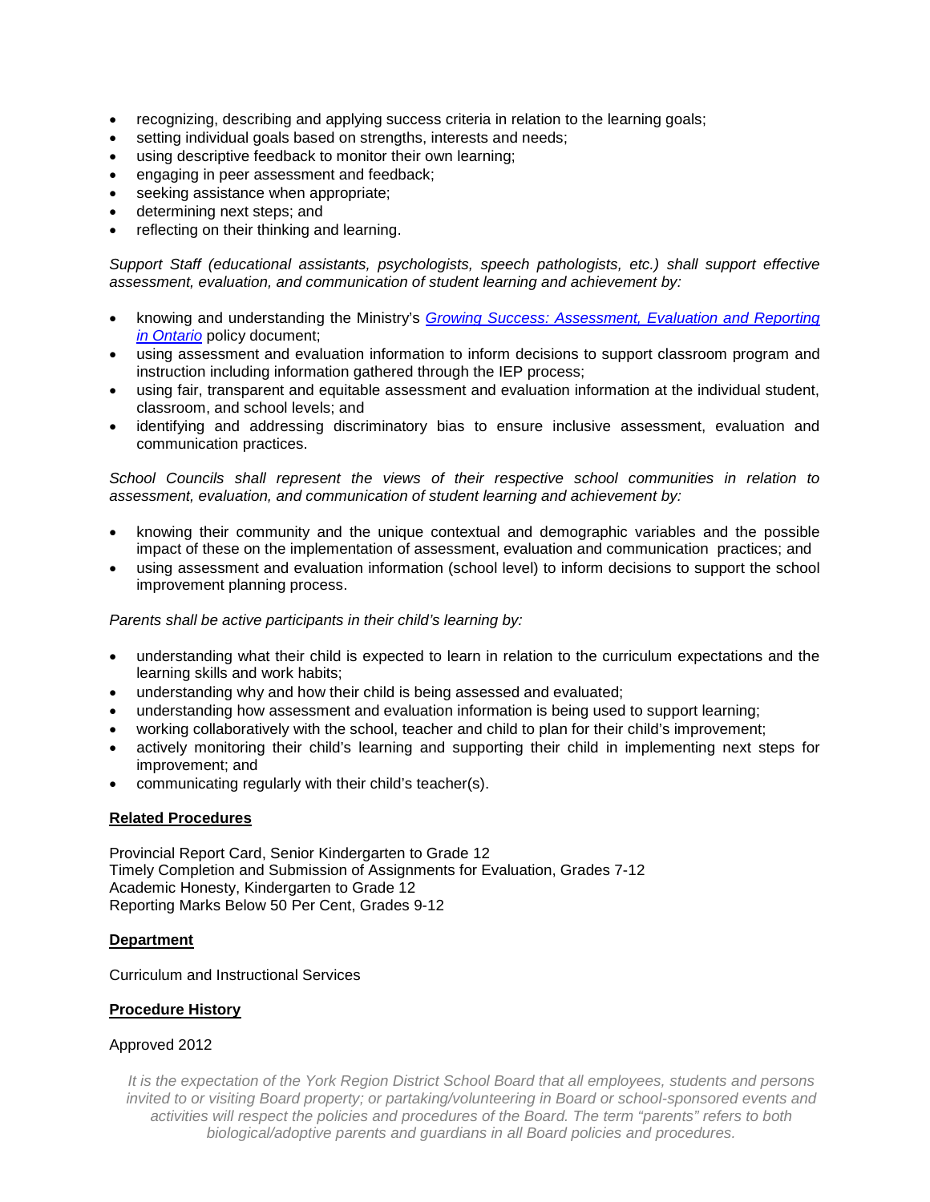- recognizing, describing and applying success criteria in relation to the learning goals;
- setting individual goals based on strengths, interests and needs;
- using descriptive feedback to monitor their own learning;
- engaging in peer assessment and feedback;
- seeking assistance when appropriate;
- determining next steps; and
- reflecting on their thinking and learning.

*Support Staff (educational assistants, psychologists, speech pathologists, etc.) shall support effective assessment, evaluation, and communication of student learning and achievement by:*

- knowing and understanding the Ministry's *Growing Success: Assessment, Evaluation and Reporting in Ontario* policy document;
- using assessment and evaluation information to inform decisions to support classroom program and instruction including information gathered through the IEP process;
- using fair, transparent and equitable assessment and evaluation information at the individual student, classroom, and school levels; and
- identifying and addressing discriminatory bias to ensure inclusive assessment, evaluation and communication practices.

*School Councils shall represent the views of their respective school communities in relation to assessment, evaluation, and communication of student learning and achievement by:*

- knowing their community and the unique contextual and demographic variables and the possible impact of these on the implementation of assessment, evaluation and communication practices; and
- using assessment and evaluation information (school level) to inform decisions to support the school improvement planning process.

*Parents shall be active participants in their child's learning by:*

- understanding what their child is expected to learn in relation to the curriculum expectations and the learning skills and work habits;
- understanding why and how their child is being assessed and evaluated;
- understanding how assessment and evaluation information is being used to support learning;
- working collaboratively with the school, teacher and child to plan for their child's improvement;
- actively monitoring their child's learning and supporting their child in implementing next steps for improvement; and
- communicating regularly with their child's teacher(s).

**Related Procedures**

Provincial Report Card, Senior Kindergarten to Grade 12
Timely Completion and Submission of Assignments for Evaluation, Grades 7-12
Academic Honesty, Kindergarten to Grade 12
Reporting Marks Below 50 Per Cent, Grades 9-12

**Department**

Curriculum and Instructional Services

**Procedure History**

Approved 2012

*It is the expectation of the York Region District School Board that all employees, students and persons invited to or visiting Board property; or partaking/volunteering in Board or school-sponsored events and activities will respect the policies and procedures of the Board. The term "parents" refers to both biological/adoptive parents and guardians in all Board policies and procedures.*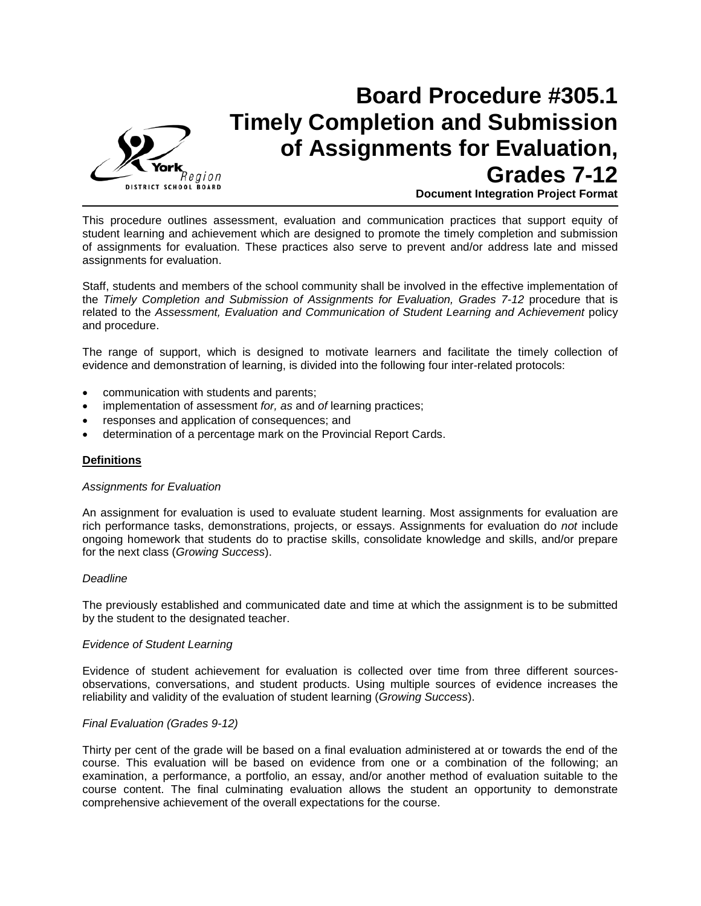# Board Procedure #305.1 Timely Completion and Submission of Assignments for Evaluation, Grades 7-12

**Document Integration Project Format**

This procedure outlines assessment, evaluation and communication practices that support equity of student learning and achievement which are designed to promote the timely completion and submission of assignments for evaluation. These practices also serve to prevent and/or address late and missed assignments for evaluation.

Staff, students and members of the school community shall be involved in the effective implementation of the *Timely Completion and Submission of Assignments for Evaluation, Grades 7-12* procedure that is related to the *Assessment, Evaluation and Communication of Student Learning and Achievement* policy and procedure.

The range of support, which is designed to motivate learners and facilitate the timely collection of evidence and demonstration of learning, is divided into the following four inter-related protocols:

- communication with students and parents;
- implementation of assessment *for, as* and *of* learning practices;
- responses and application of consequences; and
- determination of a percentage mark on the Provincial Report Cards.

## Definitions

*Assignments for Evaluation*

An assignment for evaluation is used to evaluate student learning. Most assignments for evaluation are rich performance tasks, demonstrations, projects, or essays. Assignments for evaluation do *not* include ongoing homework that students do to practise skills, consolidate knowledge and skills, and/or prepare for the next class (*Growing Success*).

*Deadline*

The previously established and communicated date and time at which the assignment is to be submitted by the student to the designated teacher.

*Evidence of Student Learning*

Evidence of student achievement for evaluation is collected over time from three different sources- observations, conversations, and student products. Using multiple sources of evidence increases the reliability and validity of the evaluation of student learning (*Growing Success*).

*Final Evaluation (Grades 9-12)*

Thirty per cent of the grade will be based on a final evaluation administered at or towards the end of the course. This evaluation will be based on evidence from one or a combination of the following; an examination, a performance, a portfolio, an essay, and/or another method of evaluation suitable to the course content. The final culminating evaluation allows the student an opportunity to demonstrate comprehensive achievement of the overall expectations for the course.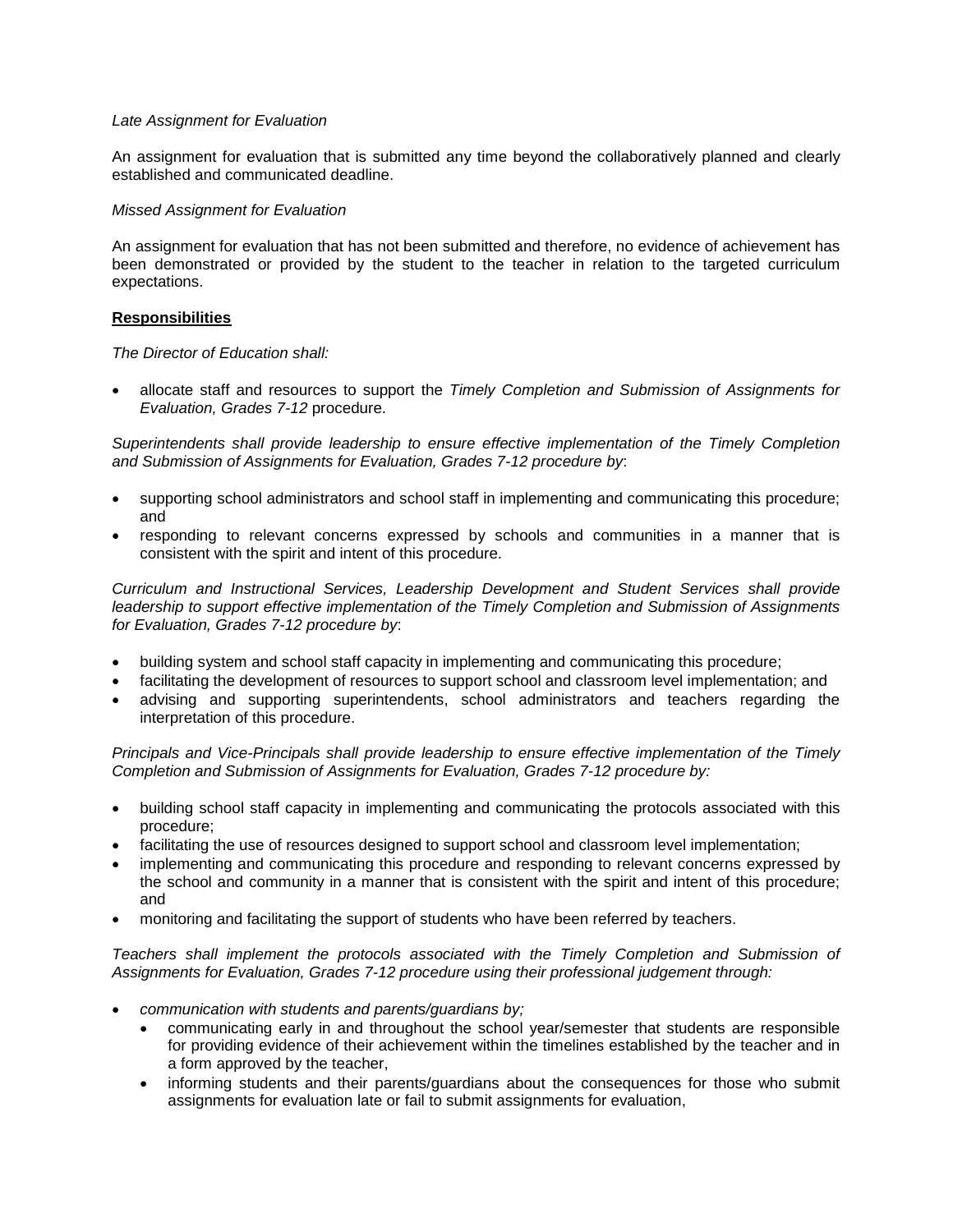*Late Assignment for Evaluation*

An assignment for evaluation that is submitted any time beyond the collaboratively planned and clearly established and communicated deadline.

*Missed Assignment for Evaluation*

An assignment for evaluation that has not been submitted and therefore, no evidence of achievement has been demonstrated or provided by the student to the teacher in relation to the targeted curriculum expectations.

**Responsibilities**

*The Director of Education shall:*

- allocate staff and resources to support the *Timely Completion and Submission of Assignments for Evaluation, Grades 7-12* procedure.

*Superintendents shall provide leadership to ensure effective implementation of the Timely Completion and Submission of Assignments for Evaluation, Grades 7-12 procedure by*:

- supporting school administrators and school staff in implementing and communicating this procedure; and
- responding to relevant concerns expressed by schools and communities in a manner that is consistent with the spirit and intent of this procedure.

*Curriculum and Instructional Services, Leadership Development and Student Services shall provide leadership to support effective implementation of the Timely Completion and Submission of Assignments for Evaluation, Grades 7-12 procedure by*:

- building system and school staff capacity in implementing and communicating this procedure;
- facilitating the development of resources to support school and classroom level implementation; and
- advising and supporting superintendents, school administrators and teachers regarding the interpretation of this procedure.

*Principals and Vice-Principals shall provide leadership to ensure effective implementation of the Timely Completion and Submission of Assignments for Evaluation, Grades 7-12 procedure by:*

- building school staff capacity in implementing and communicating the protocols associated with this procedure;
- facilitating the use of resources designed to support school and classroom level implementation;
- implementing and communicating this procedure and responding to relevant concerns expressed by the school and community in a manner that is consistent with the spirit and intent of this procedure; and
- monitoring and facilitating the support of students who have been referred by teachers.

*Teachers shall implement the protocols associated with the Timely Completion and Submission of Assignments for Evaluation, Grades 7-12 procedure using their professional judgement through:*

- *communication with students and parents/guardians by;*
  - communicating early in and throughout the school year/semester that students are responsible for providing evidence of their achievement within the timelines established by the teacher and in a form approved by the teacher,
  - informing students and their parents/guardians about the consequences for those who submit assignments for evaluation late or fail to submit assignments for evaluation,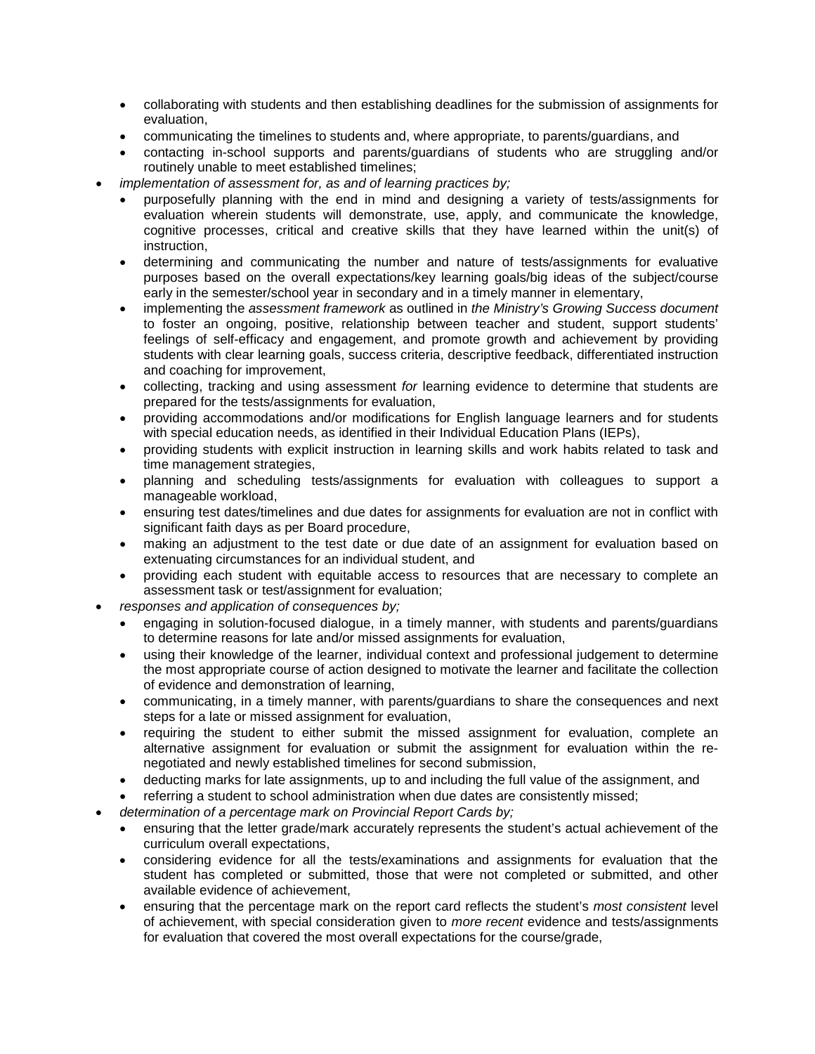- collaborating with students and then establishing deadlines for the submission of assignments for evaluation,
  - communicating the timelines to students and, where appropriate, to parents/guardians, and
  - contacting in-school supports and parents/guardians of students who are struggling and/or routinely unable to meet established timelines;
- *implementation of assessment for, as and of learning practices by;*
  - purposefully planning with the end in mind and designing a variety of tests/assignments for evaluation wherein students will demonstrate, use, apply, and communicate the knowledge, cognitive processes, critical and creative skills that they have learned within the unit(s) of instruction,
  - determining and communicating the number and nature of tests/assignments for evaluative purposes based on the overall expectations/key learning goals/big ideas of the subject/course early in the semester/school year in secondary and in a timely manner in elementary,
  - implementing the *assessment framework* as outlined in *the Ministry's Growing Success document* to foster an ongoing, positive, relationship between teacher and student, support students' feelings of self-efficacy and engagement, and promote growth and achievement by providing students with clear learning goals, success criteria, descriptive feedback, differentiated instruction and coaching for improvement,
  - collecting, tracking and using assessment *for* learning evidence to determine that students are prepared for the tests/assignments for evaluation,
  - providing accommodations and/or modifications for English language learners and for students with special education needs, as identified in their Individual Education Plans (IEPs),
  - providing students with explicit instruction in learning skills and work habits related to task and time management strategies,
  - planning and scheduling tests/assignments for evaluation with colleagues to support a manageable workload,
  - ensuring test dates/timelines and due dates for assignments for evaluation are not in conflict with significant faith days as per Board procedure,
  - making an adjustment to the test date or due date of an assignment for evaluation based on extenuating circumstances for an individual student, and
  - providing each student with equitable access to resources that are necessary to complete an assessment task or test/assignment for evaluation;
- *responses and application of consequences by;*
  - engaging in solution-focused dialogue, in a timely manner, with students and parents/guardians to determine reasons for late and/or missed assignments for evaluation,
  - using their knowledge of the learner, individual context and professional judgement to determine the most appropriate course of action designed to motivate the learner and facilitate the collection of evidence and demonstration of learning,
  - communicating, in a timely manner, with parents/guardians to share the consequences and next steps for a late or missed assignment for evaluation,
  - requiring the student to either submit the missed assignment for evaluation, complete an alternative assignment for evaluation or submit the assignment for evaluation within the re-negotiated and newly established timelines for second submission,
  - deducting marks for late assignments, up to and including the full value of the assignment, and
  - referring a student to school administration when due dates are consistently missed;
- *determination of a percentage mark on Provincial Report Cards by;*
  - ensuring that the letter grade/mark accurately represents the student's actual achievement of the curriculum overall expectations,
  - considering evidence for all the tests/examinations and assignments for evaluation that the student has completed or submitted, those that were not completed or submitted, and other available evidence of achievement,
  - ensuring that the percentage mark on the report card reflects the student's *most consistent* level of achievement, with special consideration given to *more recent* evidence and tests/assignments for evaluation that covered the most overall expectations for the course/grade,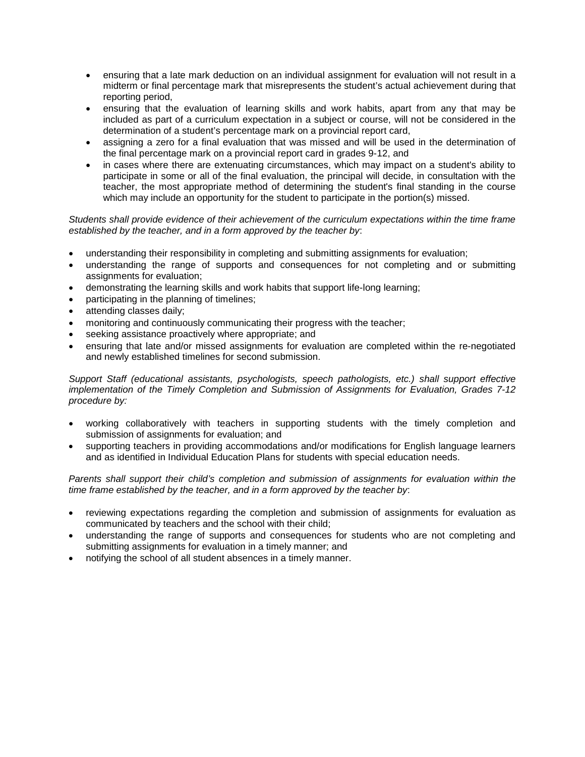- ensuring that a late mark deduction on an individual assignment for evaluation will not result in a midterm or final percentage mark that misrepresents the student's actual achievement during that reporting period,
- ensuring that the evaluation of learning skills and work habits, apart from any that may be included as part of a curriculum expectation in a subject or course, will not be considered in the determination of a student's percentage mark on a provincial report card,
- assigning a zero for a final evaluation that was missed and will be used in the determination of the final percentage mark on a provincial report card in grades 9-12, and
- in cases where there are extenuating circumstances, which may impact on a student's ability to participate in some or all of the final evaluation, the principal will decide, in consultation with the teacher, the most appropriate method of determining the student's final standing in the course which may include an opportunity for the student to participate in the portion(s) missed.

*Students shall provide evidence of their achievement of the curriculum expectations within the time frame established by the teacher, and in a form approved by the teacher by*:

- understanding their responsibility in completing and submitting assignments for evaluation;
- understanding the range of supports and consequences for not completing and or submitting assignments for evaluation;
- demonstrating the learning skills and work habits that support life-long learning;
- participating in the planning of timelines;
- attending classes daily;
- monitoring and continuously communicating their progress with the teacher;
- seeking assistance proactively where appropriate; and
- ensuring that late and/or missed assignments for evaluation are completed within the re-negotiated and newly established timelines for second submission.

*Support Staff (educational assistants, psychologists, speech pathologists, etc.) shall support effective implementation of the Timely Completion and Submission of Assignments for Evaluation, Grades 7-12 procedure by:*

- working collaboratively with teachers in supporting students with the timely completion and submission of assignments for evaluation; and
- supporting teachers in providing accommodations and/or modifications for English language learners and as identified in Individual Education Plans for students with special education needs.

*Parents shall support their child's completion and submission of assignments for evaluation within the time frame established by the teacher, and in a form approved by the teacher by*:

- reviewing expectations regarding the completion and submission of assignments for evaluation as communicated by teachers and the school with their child;
- understanding the range of supports and consequences for students who are not completing and submitting assignments for evaluation in a timely manner; and
- notifying the school of all student absences in a timely manner.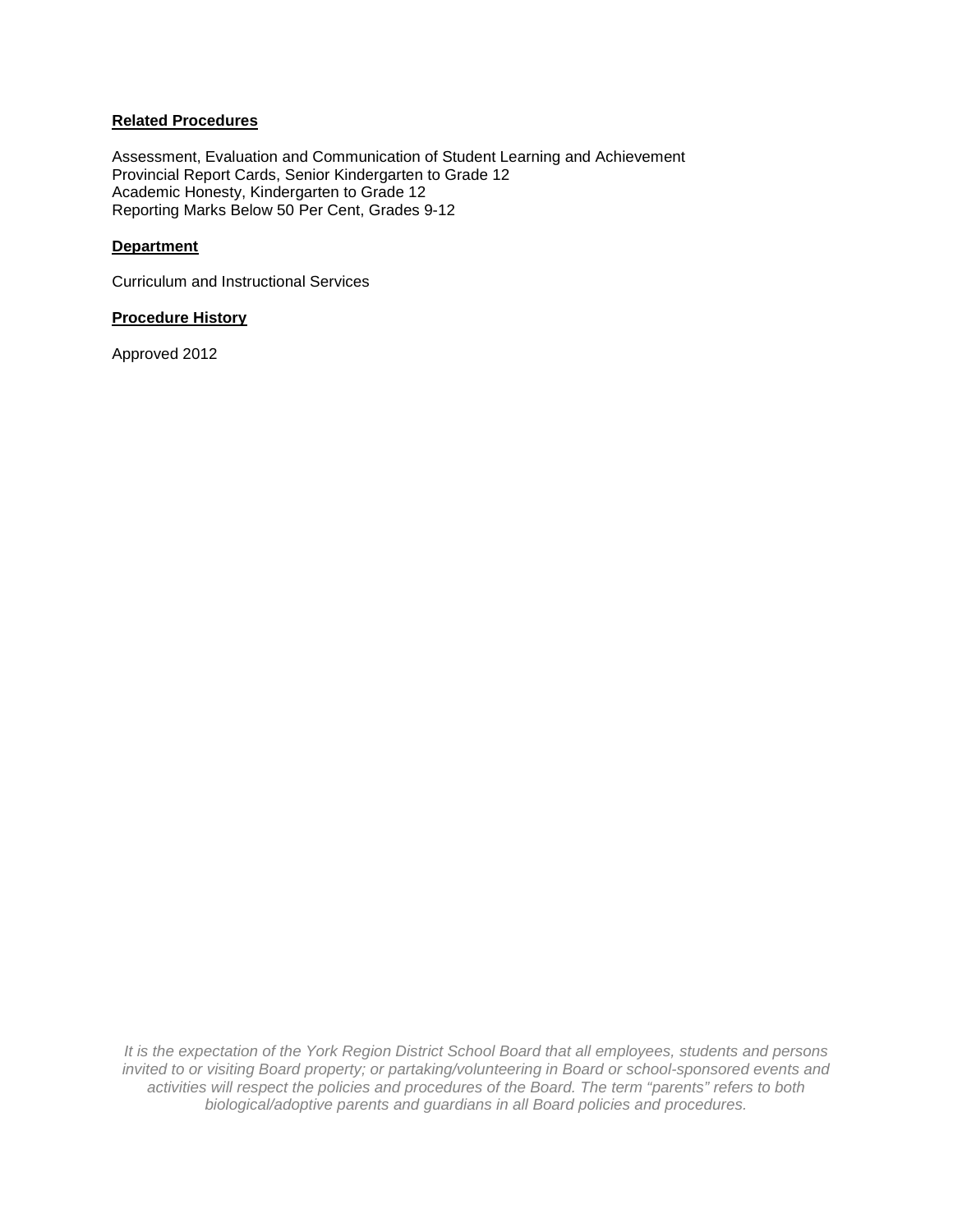**Related Procedures**

Assessment, Evaluation and Communication of Student Learning and Achievement
Provincial Report Cards, Senior Kindergarten to Grade 12
Academic Honesty, Kindergarten to Grade 12
Reporting Marks Below 50 Per Cent, Grades 9-12

**Department**

Curriculum and Instructional Services

**Procedure History**

Approved 2012

*It is the expectation of the York Region District School Board that all employees, students and persons invited to or visiting Board property; or partaking/volunteering in Board or school-sponsored events and activities will respect the policies and procedures of the Board. The term "parents" refers to both biological/adoptive parents and guardians in all Board policies and procedures.*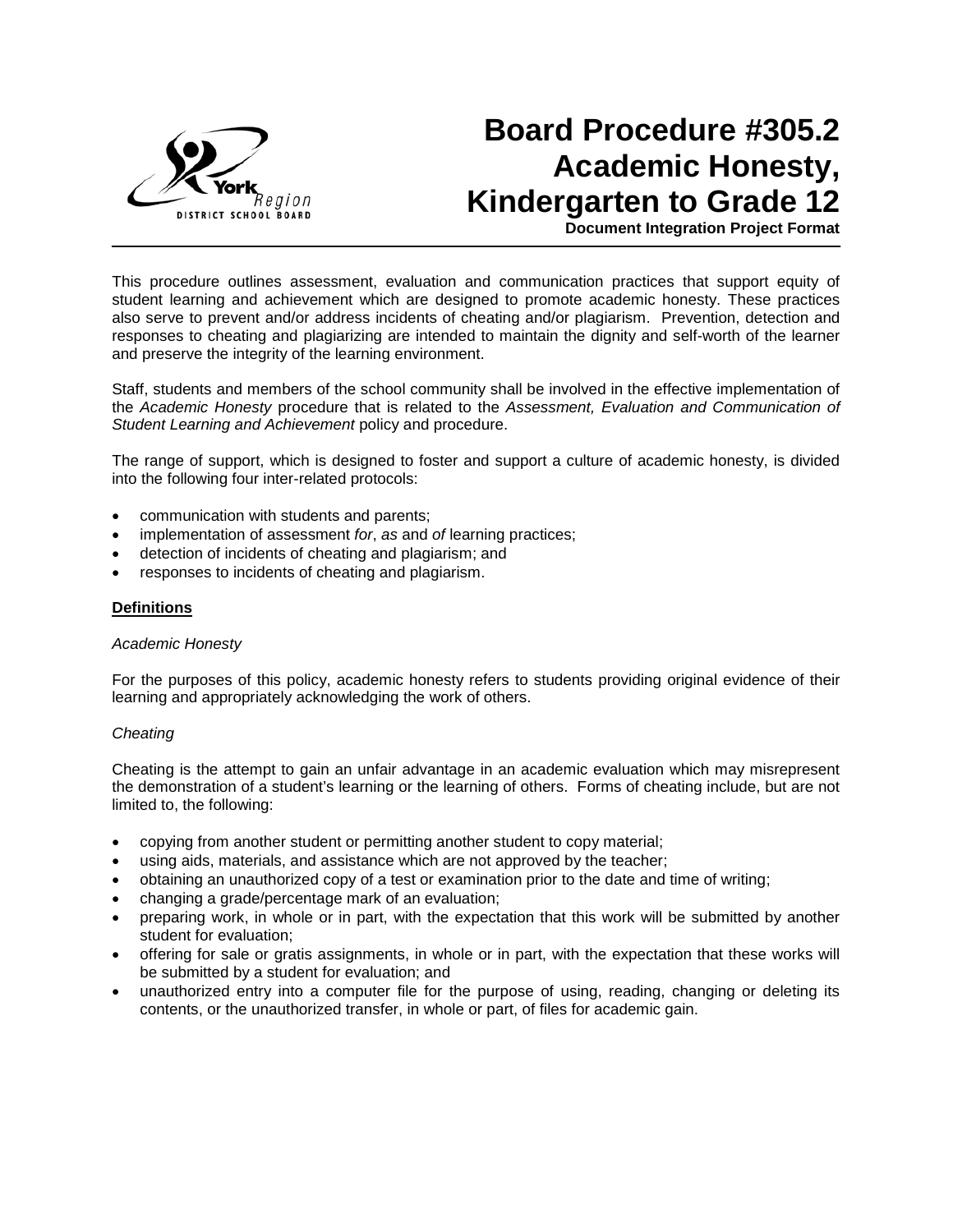# Board Procedure #305.2 Academic Honesty, Kindergarten to Grade 12

**Document Integration Project Format**

This procedure outlines assessment, evaluation and communication practices that support equity of student learning and achievement which are designed to promote academic honesty. These practices also serve to prevent and/or address incidents of cheating and/or plagiarism. Prevention, detection and responses to cheating and plagiarizing are intended to maintain the dignity and self-worth of the learner and preserve the integrity of the learning environment.

Staff, students and members of the school community shall be involved in the effective implementation of the *Academic Honesty* procedure that is related to the *Assessment, Evaluation and Communication of Student Learning and Achievement* policy and procedure.

The range of support, which is designed to foster and support a culture of academic honesty, is divided into the following four inter-related protocols:

- communication with students and parents;
- implementation of assessment *for*, *as* and *of* learning practices;
- detection of incidents of cheating and plagiarism; and
- responses to incidents of cheating and plagiarism.

## Definitions

*Academic Honesty*

For the purposes of this policy, academic honesty refers to students providing original evidence of their learning and appropriately acknowledging the work of others.

*Cheating*

Cheating is the attempt to gain an unfair advantage in an academic evaluation which may misrepresent the demonstration of a student's learning or the learning of others. Forms of cheating include, but are not limited to, the following:

- copying from another student or permitting another student to copy material;
- using aids, materials, and assistance which are not approved by the teacher;
- obtaining an unauthorized copy of a test or examination prior to the date and time of writing;
- changing a grade/percentage mark of an evaluation;
- preparing work, in whole or in part, with the expectation that this work will be submitted by another student for evaluation;
- offering for sale or gratis assignments, in whole or in part, with the expectation that these works will be submitted by a student for evaluation; and
- unauthorized entry into a computer file for the purpose of using, reading, changing or deleting its contents, or the unauthorized transfer, in whole or part, of files for academic gain.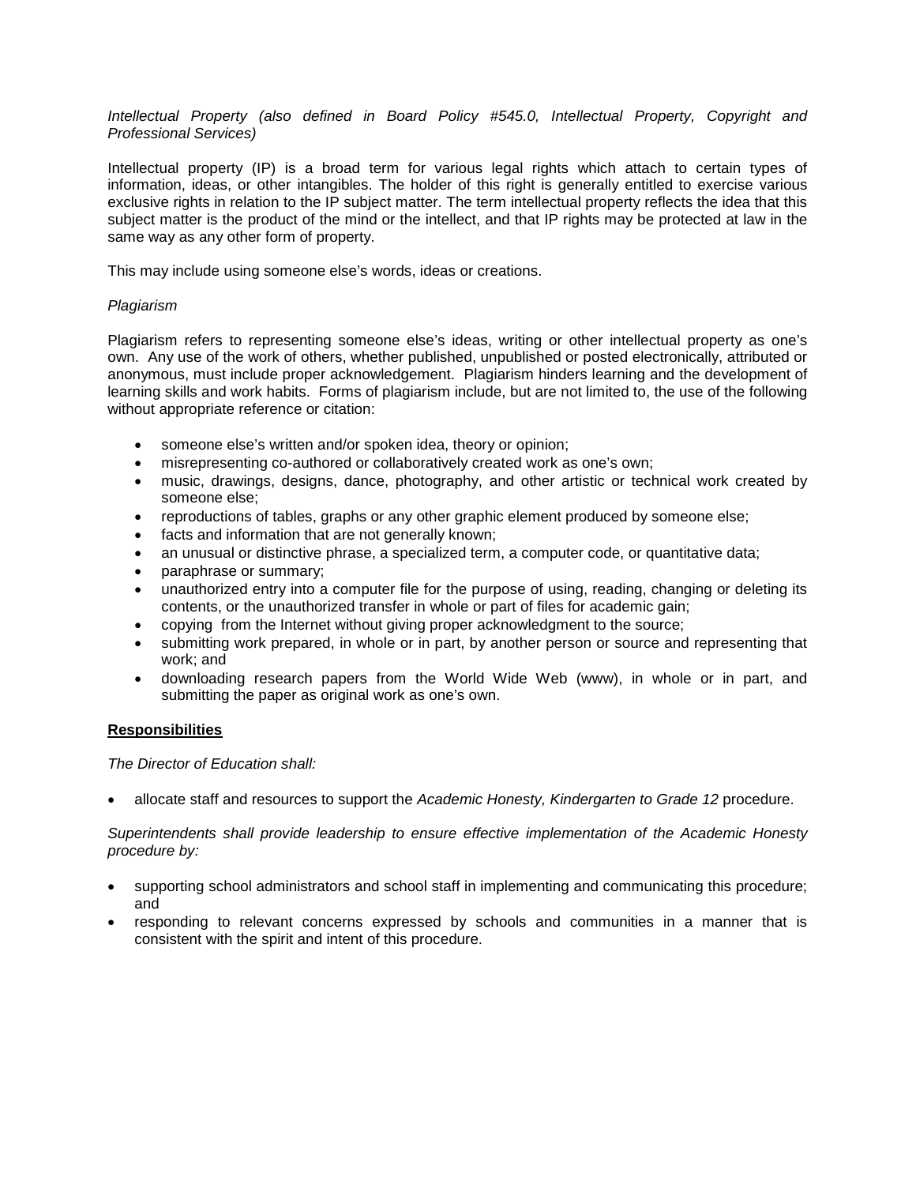*Intellectual Property (also defined in Board Policy #545.0, Intellectual Property, Copyright and Professional Services)*

Intellectual property (IP) is a broad term for various legal rights which attach to certain types of information, ideas, or other intangibles. The holder of this right is generally entitled to exercise various exclusive rights in relation to the IP subject matter. The term intellectual property reflects the idea that this subject matter is the product of the mind or the intellect, and that IP rights may be protected at law in the same way as any other form of property.

This may include using someone else's words, ideas or creations.

*Plagiarism*

Plagiarism refers to representing someone else's ideas, writing or other intellectual property as one's own. Any use of the work of others, whether published, unpublished or posted electronically, attributed or anonymous, must include proper acknowledgement. Plagiarism hinders learning and the development of learning skills and work habits. Forms of plagiarism include, but are not limited to, the use of the following without appropriate reference or citation:

- someone else's written and/or spoken idea, theory or opinion;
- misrepresenting co-authored or collaboratively created work as one's own;
- music, drawings, designs, dance, photography, and other artistic or technical work created by someone else;
- reproductions of tables, graphs or any other graphic element produced by someone else;
- facts and information that are not generally known;
- an unusual or distinctive phrase, a specialized term, a computer code, or quantitative data;
- paraphrase or summary;
- unauthorized entry into a computer file for the purpose of using, reading, changing or deleting its contents, or the unauthorized transfer in whole or part of files for academic gain;
- copying from the Internet without giving proper acknowledgment to the source;
- submitting work prepared, in whole or in part, by another person or source and representing that work; and
- downloading research papers from the World Wide Web (www), in whole or in part, and submitting the paper as original work as one's own.

**Responsibilities**

*The Director of Education shall:*

- allocate staff and resources to support the *Academic Honesty, Kindergarten to Grade 12* procedure.

*Superintendents shall provide leadership to ensure effective implementation of the Academic Honesty procedure by:*

- supporting school administrators and school staff in implementing and communicating this procedure; and
- responding to relevant concerns expressed by schools and communities in a manner that is consistent with the spirit and intent of this procedure.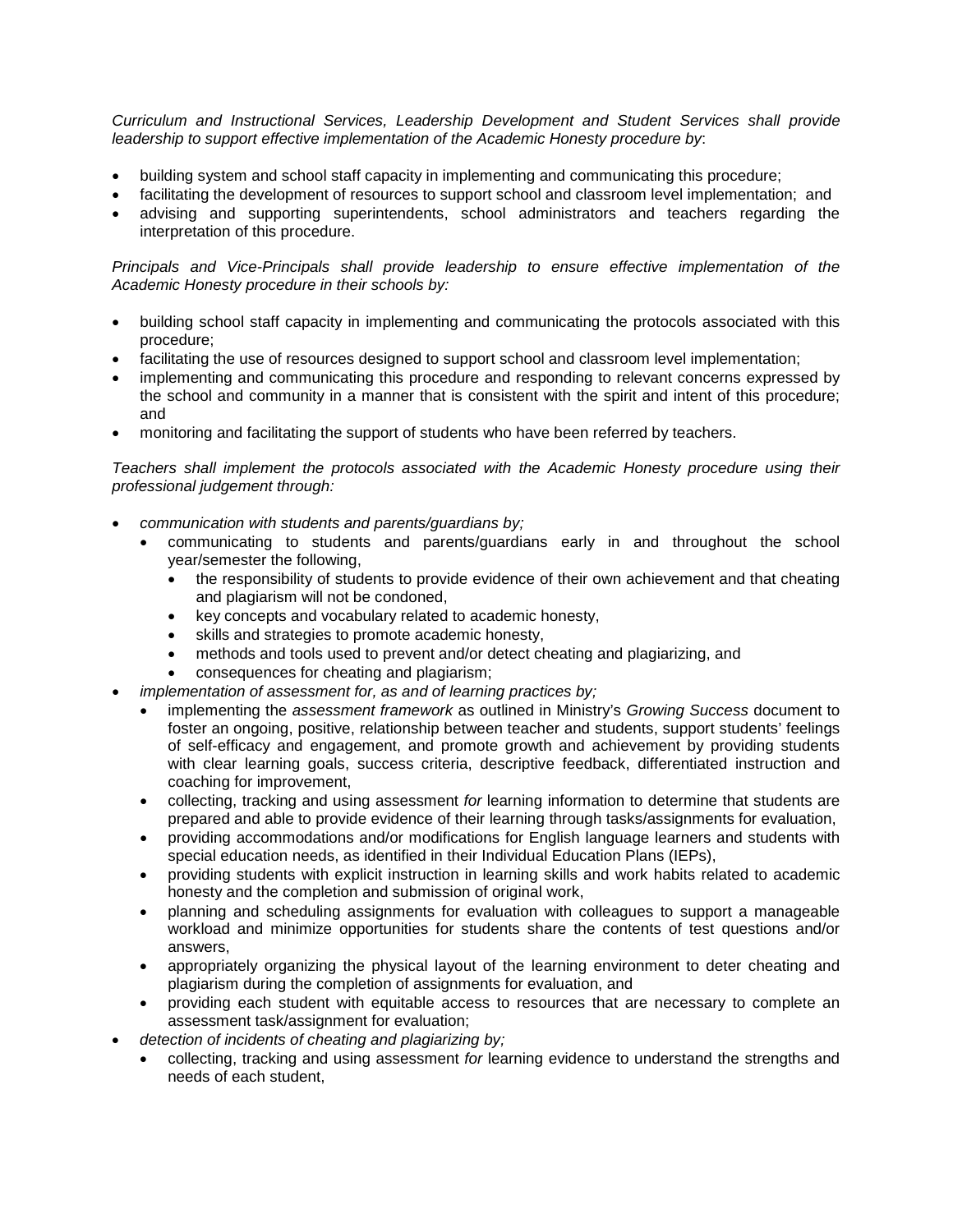*Curriculum and Instructional Services, Leadership Development and Student Services shall provide leadership to support effective implementation of the Academic Honesty procedure by*:

- building system and school staff capacity in implementing and communicating this procedure;
- facilitating the development of resources to support school and classroom level implementation; and
- advising and supporting superintendents, school administrators and teachers regarding the interpretation of this procedure.

*Principals and Vice-Principals shall provide leadership to ensure effective implementation of the Academic Honesty procedure in their schools by:*

- building school staff capacity in implementing and communicating the protocols associated with this procedure;
- facilitating the use of resources designed to support school and classroom level implementation;
- implementing and communicating this procedure and responding to relevant concerns expressed by the school and community in a manner that is consistent with the spirit and intent of this procedure; and
- monitoring and facilitating the support of students who have been referred by teachers.

*Teachers shall implement the protocols associated with the Academic Honesty procedure using their professional judgement through:*

- *communication with students and parents/guardians by;*
  - communicating to students and parents/guardians early in and throughout the school year/semester the following,
    - the responsibility of students to provide evidence of their own achievement and that cheating and plagiarism will not be condoned,
    - key concepts and vocabulary related to academic honesty,
    - skills and strategies to promote academic honesty,
    - methods and tools used to prevent and/or detect cheating and plagiarizing, and
    - consequences for cheating and plagiarism;
- *implementation of assessment for, as and of learning practices by;*
  - implementing the *assessment framework* as outlined in Ministry's *Growing Success* document to foster an ongoing, positive, relationship between teacher and students, support students' feelings of self-efficacy and engagement, and promote growth and achievement by providing students with clear learning goals, success criteria, descriptive feedback, differentiated instruction and coaching for improvement,
  - collecting, tracking and using assessment *for* learning information to determine that students are prepared and able to provide evidence of their learning through tasks/assignments for evaluation,
  - providing accommodations and/or modifications for English language learners and students with special education needs, as identified in their Individual Education Plans (IEPs),
  - providing students with explicit instruction in learning skills and work habits related to academic honesty and the completion and submission of original work,
  - planning and scheduling assignments for evaluation with colleagues to support a manageable workload and minimize opportunities for students share the contents of test questions and/or answers,
  - appropriately organizing the physical layout of the learning environment to deter cheating and plagiarism during the completion of assignments for evaluation, and
  - providing each student with equitable access to resources that are necessary to complete an assessment task/assignment for evaluation;
- *detection of incidents of cheating and plagiarizing by;*
  - collecting, tracking and using assessment *for* learning evidence to understand the strengths and needs of each student,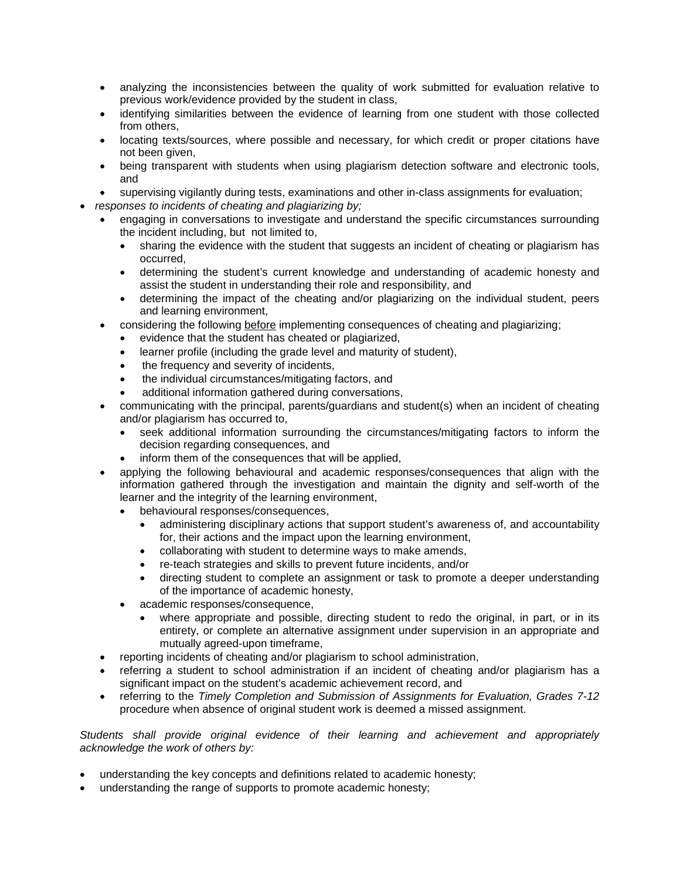- analyzing the inconsistencies between the quality of work submitted for evaluation relative to previous work/evidence provided by the student in class,
  - identifying similarities between the evidence of learning from one student with those collected from others,
  - locating texts/sources, where possible and necessary, for which credit or proper citations have not been given,
  - being transparent with students when using plagiarism detection software and electronic tools, and
  - supervising vigilantly during tests, examinations and other in-class assignments for evaluation;
- *responses to incidents of cheating and plagiarizing by;*
  - engaging in conversations to investigate and understand the specific circumstances surrounding the incident including, but not limited to,
    - sharing the evidence with the student that suggests an incident of cheating or plagiarism has occurred,
    - determining the student's current knowledge and understanding of academic honesty and assist the student in understanding their role and responsibility, and
    - determining the impact of the cheating and/or plagiarizing on the individual student, peers and learning environment,
  - considering the following <u>before</u> implementing consequences of cheating and plagiarizing;
    - evidence that the student has cheated or plagiarized,
    - learner profile (including the grade level and maturity of student),
    - the frequency and severity of incidents,
    - the individual circumstances/mitigating factors, and
    - additional information gathered during conversations,
  - communicating with the principal, parents/guardians and student(s) when an incident of cheating and/or plagiarism has occurred to,
    - seek additional information surrounding the circumstances/mitigating factors to inform the decision regarding consequences, and
    - inform them of the consequences that will be applied,
  - applying the following behavioural and academic responses/consequences that align with the information gathered through the investigation and maintain the dignity and self-worth of the learner and the integrity of the learning environment,
    - behavioural responses/consequences,
      - administering disciplinary actions that support student's awareness of, and accountability for, their actions and the impact upon the learning environment,
      - collaborating with student to determine ways to make amends,
      - re-teach strategies and skills to prevent future incidents, and/or
      - directing student to complete an assignment or task to promote a deeper understanding of the importance of academic honesty,
    - academic responses/consequence,
      - where appropriate and possible, directing student to redo the original, in part, or in its entirety, or complete an alternative assignment under supervision in an appropriate and mutually agreed-upon timeframe,
  - reporting incidents of cheating and/or plagiarism to school administration,
  - referring a student to school administration if an incident of cheating and/or plagiarism has a significant impact on the student's academic achievement record, and
  - referring to the *Timely Completion and Submission of Assignments for Evaluation, Grades 7-12* procedure when absence of original student work is deemed a missed assignment.

*Students shall provide original evidence of their learning and achievement and appropriately acknowledge the work of others by:*

- understanding the key concepts and definitions related to academic honesty;
- understanding the range of supports to promote academic honesty;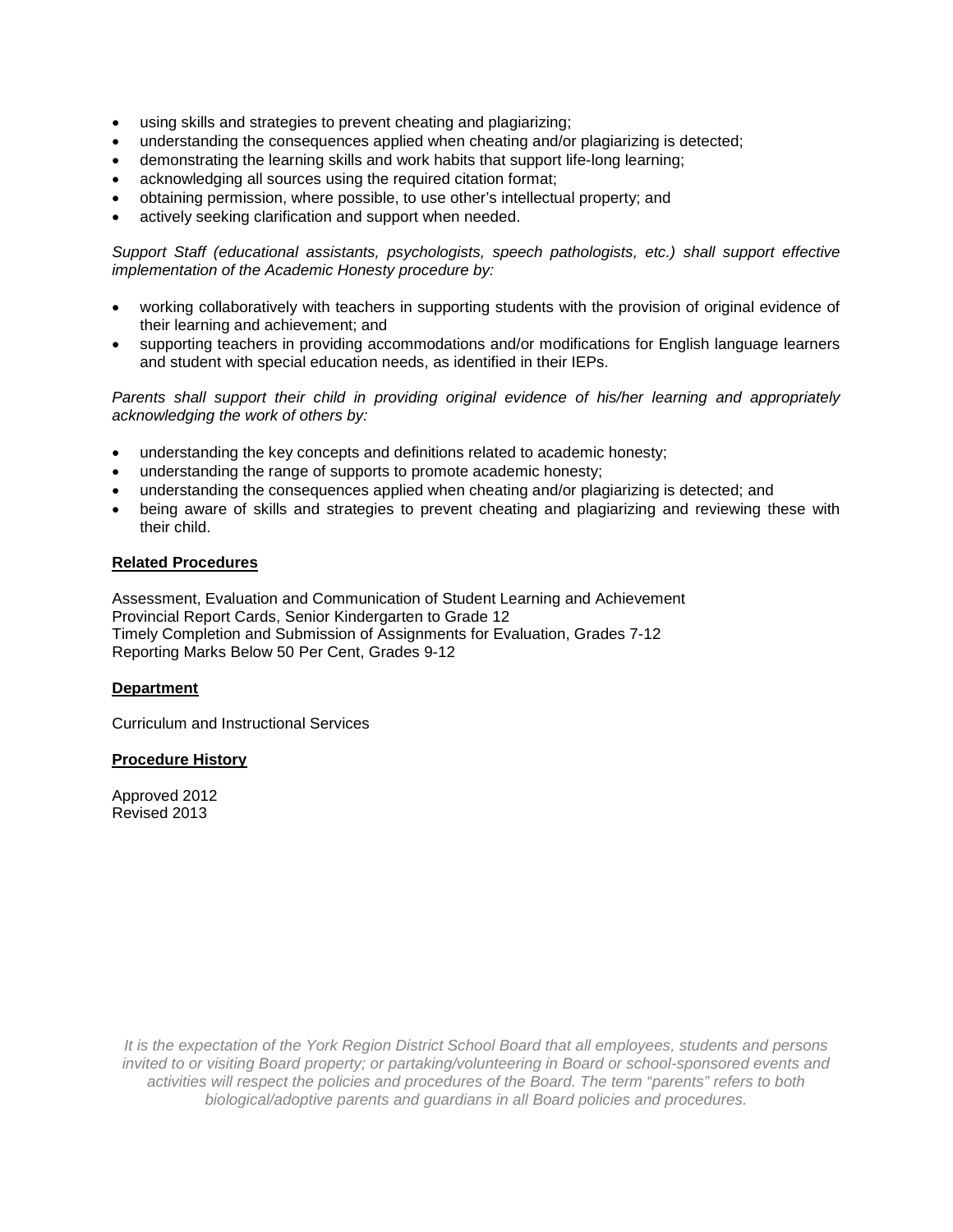- using skills and strategies to prevent cheating and plagiarizing;
- understanding the consequences applied when cheating and/or plagiarizing is detected;
- demonstrating the learning skills and work habits that support life-long learning;
- acknowledging all sources using the required citation format;
- obtaining permission, where possible, to use other's intellectual property; and
- actively seeking clarification and support when needed.

*Support Staff (educational assistants, psychologists, speech pathologists, etc.) shall support effective implementation of the Academic Honesty procedure by:*

- working collaboratively with teachers in supporting students with the provision of original evidence of their learning and achievement; and
- supporting teachers in providing accommodations and/or modifications for English language learners and student with special education needs, as identified in their IEPs.

*Parents shall support their child in providing original evidence of his/her learning and appropriately acknowledging the work of others by:*

- understanding the key concepts and definitions related to academic honesty;
- understanding the range of supports to promote academic honesty;
- understanding the consequences applied when cheating and/or plagiarizing is detected; and
- being aware of skills and strategies to prevent cheating and plagiarizing and reviewing these with their child.

**Related Procedures**

Assessment, Evaluation and Communication of Student Learning and Achievement
Provincial Report Cards, Senior Kindergarten to Grade 12
Timely Completion and Submission of Assignments for Evaluation, Grades 7-12
Reporting Marks Below 50 Per Cent, Grades 9-12

**Department**

Curriculum and Instructional Services

**Procedure History**

Approved 2012
Revised 2013

*It is the expectation of the York Region District School Board that all employees, students and persons invited to or visiting Board property; or partaking/volunteering in Board or school-sponsored events and activities will respect the policies and procedures of the Board. The term "parents" refers to both biological/adoptive parents and guardians in all Board policies and procedures.*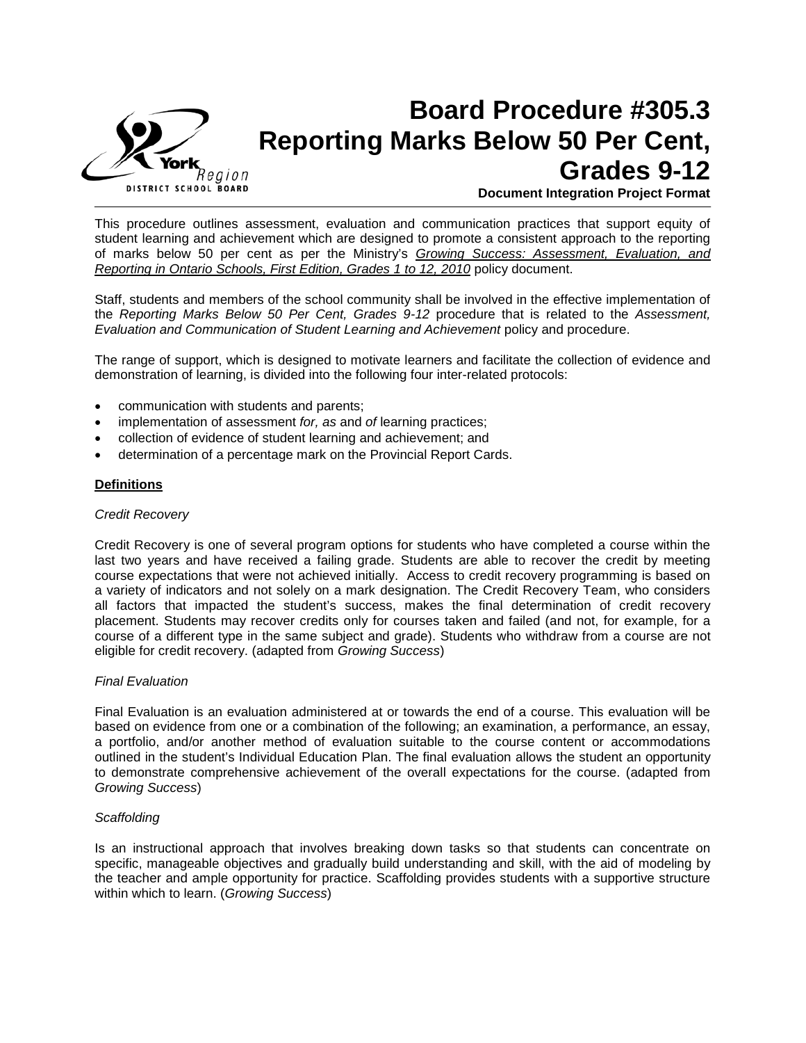# Board Procedure #305.3 Reporting Marks Below 50 Per Cent, Grades 9-12

**Document Integration Project Format**

This procedure outlines assessment, evaluation and communication practices that support equity of student learning and achievement which are designed to promote a consistent approach to the reporting of marks below 50 per cent as per the Ministry's *Growing Success: Assessment, Evaluation, and Reporting in Ontario Schools, First Edition, Grades 1 to 12, 2010* policy document.

Staff, students and members of the school community shall be involved in the effective implementation of the *Reporting Marks Below 50 Per Cent, Grades 9-12* procedure that is related to the *Assessment, Evaluation and Communication of Student Learning and Achievement* policy and procedure.

The range of support, which is designed to motivate learners and facilitate the collection of evidence and demonstration of learning, is divided into the following four inter-related protocols:

- communication with students and parents;
- implementation of assessment *for, as* and *of* learning practices;
- collection of evidence of student learning and achievement; and
- determination of a percentage mark on the Provincial Report Cards.

**Definitions**

*Credit Recovery*

Credit Recovery is one of several program options for students who have completed a course within the last two years and have received a failing grade. Students are able to recover the credit by meeting course expectations that were not achieved initially. Access to credit recovery programming is based on a variety of indicators and not solely on a mark designation. The Credit Recovery Team, who considers all factors that impacted the student's success, makes the final determination of credit recovery placement. Students may recover credits only for courses taken and failed (and not, for example, for a course of a different type in the same subject and grade). Students who withdraw from a course are not eligible for credit recovery. (adapted from *Growing Success*)

*Final Evaluation*

Final Evaluation is an evaluation administered at or towards the end of a course. This evaluation will be based on evidence from one or a combination of the following; an examination, a performance, an essay, a portfolio, and/or another method of evaluation suitable to the course content or accommodations outlined in the student's Individual Education Plan. The final evaluation allows the student an opportunity to demonstrate comprehensive achievement of the overall expectations for the course. (adapted from *Growing Success*)

*Scaffolding*

Is an instructional approach that involves breaking down tasks so that students can concentrate on specific, manageable objectives and gradually build understanding and skill, with the aid of modeling by the teacher and ample opportunity for practice. Scaffolding provides students with a supportive structure within which to learn. (*Growing Success*)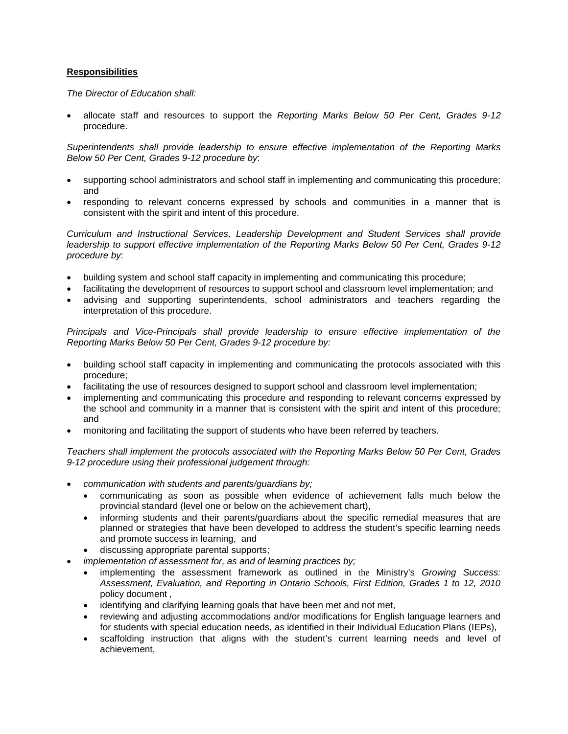**Responsibilities**

*The Director of Education shall:*

- allocate staff and resources to support the *Reporting Marks Below 50 Per Cent, Grades 9-12* procedure.

*Superintendents shall provide leadership to ensure effective implementation of the Reporting Marks Below 50 Per Cent, Grades 9-12 procedure by*:

- supporting school administrators and school staff in implementing and communicating this procedure; and
- responding to relevant concerns expressed by schools and communities in a manner that is consistent with the spirit and intent of this procedure.

*Curriculum and Instructional Services, Leadership Development and Student Services shall provide leadership to support effective implementation of the Reporting Marks Below 50 Per Cent, Grades 9-12 procedure by*:

- building system and school staff capacity in implementing and communicating this procedure;
- facilitating the development of resources to support school and classroom level implementation; and
- advising and supporting superintendents, school administrators and teachers regarding the interpretation of this procedure.

*Principals and Vice-Principals shall provide leadership to ensure effective implementation of the Reporting Marks Below 50 Per Cent, Grades 9-12 procedure by:*

- building school staff capacity in implementing and communicating the protocols associated with this procedure;
- facilitating the use of resources designed to support school and classroom level implementation;
- implementing and communicating this procedure and responding to relevant concerns expressed by the school and community in a manner that is consistent with the spirit and intent of this procedure; and
- monitoring and facilitating the support of students who have been referred by teachers.

*Teachers shall implement the protocols associated with the Reporting Marks Below 50 Per Cent, Grades 9-12 procedure using their professional judgement through:*

- *communication with students and parents/guardians by;*
  - communicating as soon as possible when evidence of achievement falls much below the provincial standard (level one or below on the achievement chart),
  - informing students and their parents/guardians about the specific remedial measures that are planned or strategies that have been developed to address the student's specific learning needs and promote success in learning, and
  - discussing appropriate parental supports;
- *implementation of assessment for, as and of learning practices by;*
  - implementing the assessment framework as outlined in the Ministry's *Growing Success: Assessment, Evaluation, and Reporting in Ontario Schools, First Edition, Grades 1 to 12, 2010* policy document ,
  - identifying and clarifying learning goals that have been met and not met,
  - reviewing and adjusting accommodations and/or modifications for English language learners and for students with special education needs, as identified in their Individual Education Plans (IEPs),
  - scaffolding instruction that aligns with the student's current learning needs and level of achievement,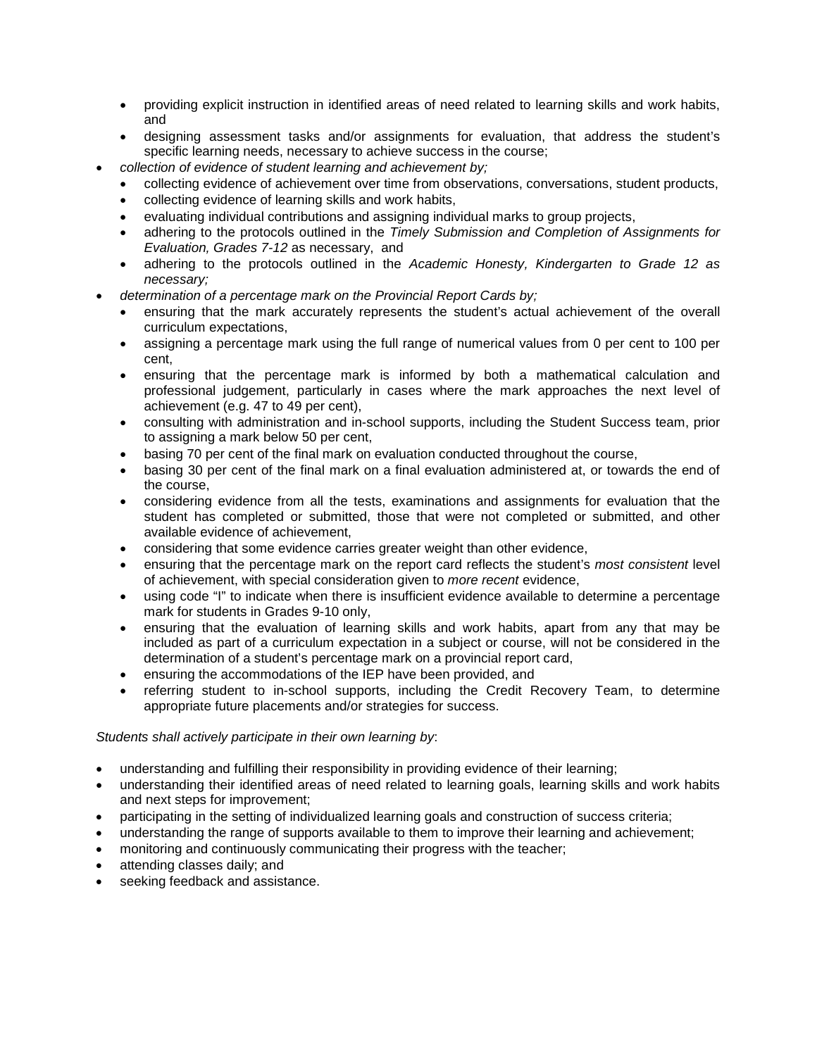- providing explicit instruction in identified areas of need related to learning skills and work habits, and
  - designing assessment tasks and/or assignments for evaluation, that address the student's specific learning needs, necessary to achieve success in the course;
- *collection of evidence of student learning and achievement by;*
  - collecting evidence of achievement over time from observations, conversations, student products,
  - collecting evidence of learning skills and work habits,
  - evaluating individual contributions and assigning individual marks to group projects,
  - adhering to the protocols outlined in the *Timely Submission and Completion of Assignments for Evaluation, Grades 7-12* as necessary, and
  - adhering to the protocols outlined in the *Academic Honesty, Kindergarten to Grade 12 as necessary;*
- *determination of a percentage mark on the Provincial Report Cards by;*
  - ensuring that the mark accurately represents the student's actual achievement of the overall curriculum expectations,
  - assigning a percentage mark using the full range of numerical values from 0 per cent to 100 per cent,
  - ensuring that the percentage mark is informed by both a mathematical calculation and professional judgement, particularly in cases where the mark approaches the next level of achievement (e.g. 47 to 49 per cent),
  - consulting with administration and in-school supports, including the Student Success team, prior to assigning a mark below 50 per cent,
  - basing 70 per cent of the final mark on evaluation conducted throughout the course,
  - basing 30 per cent of the final mark on a final evaluation administered at, or towards the end of the course,
  - considering evidence from all the tests, examinations and assignments for evaluation that the student has completed or submitted, those that were not completed or submitted, and other available evidence of achievement,
  - considering that some evidence carries greater weight than other evidence,
  - ensuring that the percentage mark on the report card reflects the student's *most consistent* level of achievement, with special consideration given to *more recent* evidence,
  - using code "I" to indicate when there is insufficient evidence available to determine a percentage mark for students in Grades 9-10 only,
  - ensuring that the evaluation of learning skills and work habits, apart from any that may be included as part of a curriculum expectation in a subject or course, will not be considered in the determination of a student's percentage mark on a provincial report card,
  - ensuring the accommodations of the IEP have been provided, and
  - referring student to in-school supports, including the Credit Recovery Team, to determine appropriate future placements and/or strategies for success.

*Students shall actively participate in their own learning by*:

- understanding and fulfilling their responsibility in providing evidence of their learning;
- understanding their identified areas of need related to learning goals, learning skills and work habits and next steps for improvement;
- participating in the setting of individualized learning goals and construction of success criteria;
- understanding the range of supports available to them to improve their learning and achievement;
- monitoring and continuously communicating their progress with the teacher;
- attending classes daily; and
- seeking feedback and assistance.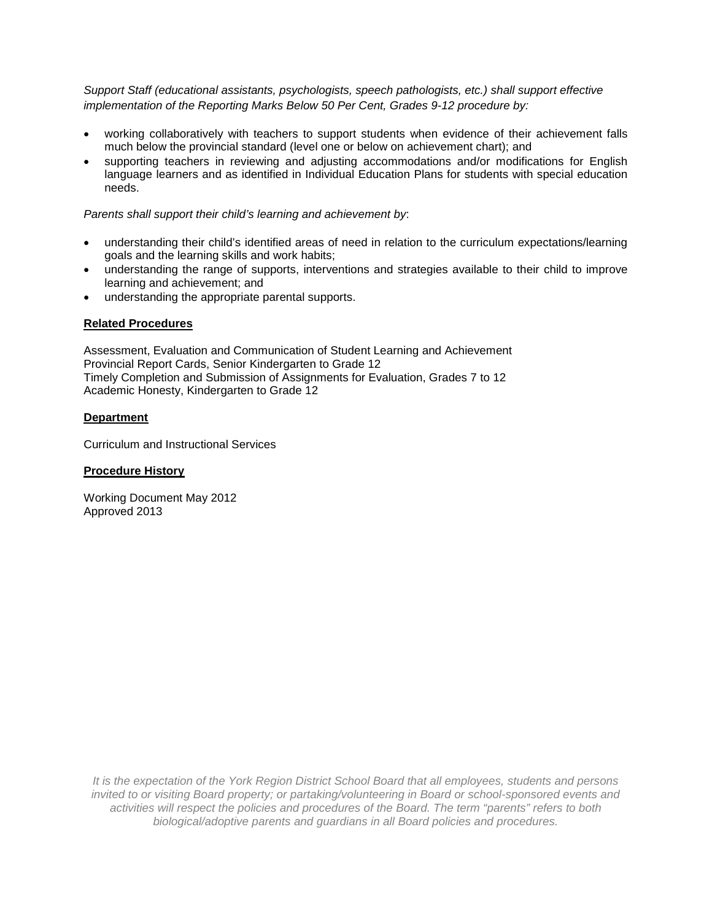*Support Staff (educational assistants, psychologists, speech pathologists, etc.) shall support effective implementation of the Reporting Marks Below 50 Per Cent, Grades 9-12 procedure by:*

- working collaboratively with teachers to support students when evidence of their achievement falls much below the provincial standard (level one or below on achievement chart); and
- supporting teachers in reviewing and adjusting accommodations and/or modifications for English language learners and as identified in Individual Education Plans for students with special education needs.

*Parents shall support their child's learning and achievement by*:

- understanding their child's identified areas of need in relation to the curriculum expectations/learning goals and the learning skills and work habits;
- understanding the range of supports, interventions and strategies available to their child to improve learning and achievement; and
- understanding the appropriate parental supports.

**Related Procedures**

Assessment, Evaluation and Communication of Student Learning and Achievement
Provincial Report Cards, Senior Kindergarten to Grade 12
Timely Completion and Submission of Assignments for Evaluation, Grades 7 to 12
Academic Honesty, Kindergarten to Grade 12

**Department**

Curriculum and Instructional Services

**Procedure History**

Working Document May 2012
Approved 2013

*It is the expectation of the York Region District School Board that all employees, students and persons invited to or visiting Board property; or partaking/volunteering in Board or school-sponsored events and activities will respect the policies and procedures of the Board. The term "parents" refers to both biological/adoptive parents and guardians in all Board policies and procedures.*